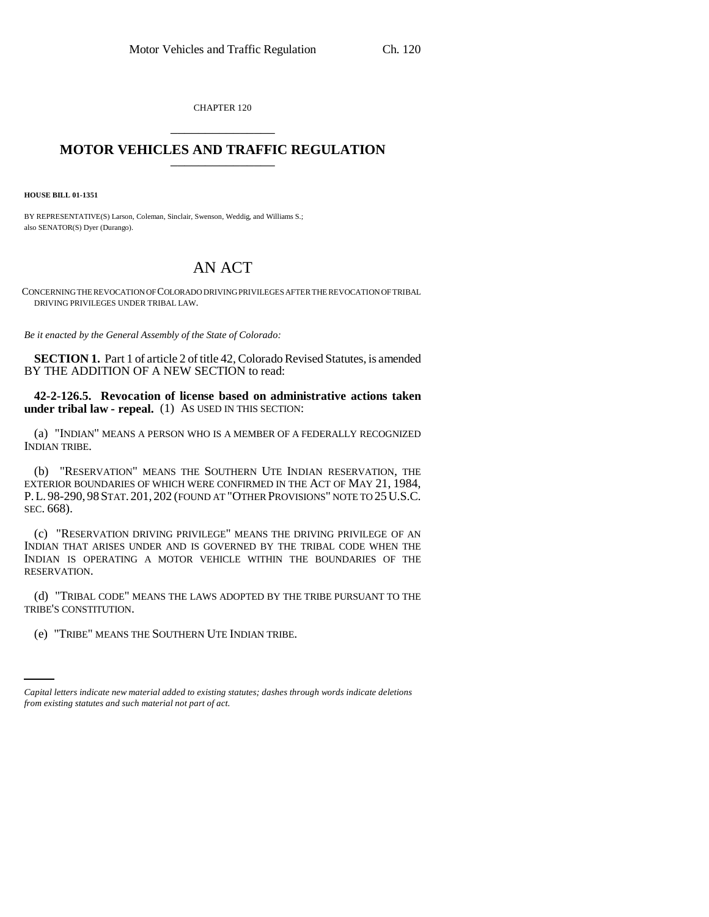CHAPTER 120

# MOTOR VEHICLES AND TRAFFIC REGULATION

**HOUSE BILL 01-1351**

BY REPRESENTATIVE(S) Larson, Coleman, Sinclair, Swenson, Weddig, and Williams S.;
also SENATOR(S) Dyer (Durango).

# AN ACT

CONCERNING THE REVOCATION OF COLORADO DRIVING PRIVILEGES AFTER THE REVOCATION OF TRIBAL DRIVING PRIVILEGES UNDER TRIBAL LAW.

*Be it enacted by the General Assembly of the State of Colorado:*

**SECTION 1.** Part 1 of article 2 of title 42, Colorado Revised Statutes, is amended BY THE ADDITION OF A NEW SECTION to read:

**42-2-126.5. Revocation of license based on administrative actions taken under tribal law - repeal.** (1) AS USED IN THIS SECTION:

(a) "INDIAN" MEANS A PERSON WHO IS A MEMBER OF A FEDERALLY RECOGNIZED INDIAN TRIBE.

(b) "RESERVATION" MEANS THE SOUTHERN UTE INDIAN RESERVATION, THE EXTERIOR BOUNDARIES OF WHICH WERE CONFIRMED IN THE ACT OF MAY 21, 1984, P. L. 98-290, 98 STAT. 201, 202 (FOUND AT "OTHER PROVISIONS" NOTE TO 25 U.S.C. SEC. 668).

(c) "RESERVATION DRIVING PRIVILEGE" MEANS THE DRIVING PRIVILEGE OF AN INDIAN THAT ARISES UNDER AND IS GOVERNED BY THE TRIBAL CODE WHEN THE INDIAN IS OPERATING A MOTOR VEHICLE WITHIN THE BOUNDARIES OF THE RESERVATION.

(d) "TRIBAL CODE" MEANS THE LAWS ADOPTED BY THE TRIBE PURSUANT TO THE TRIBE'S CONSTITUTION.

(e) "TRIBE" MEANS THE SOUTHERN UTE INDIAN TRIBE.

*Capital letters indicate new material added to existing statutes; dashes through words indicate deletions from existing statutes and such material not part of act.*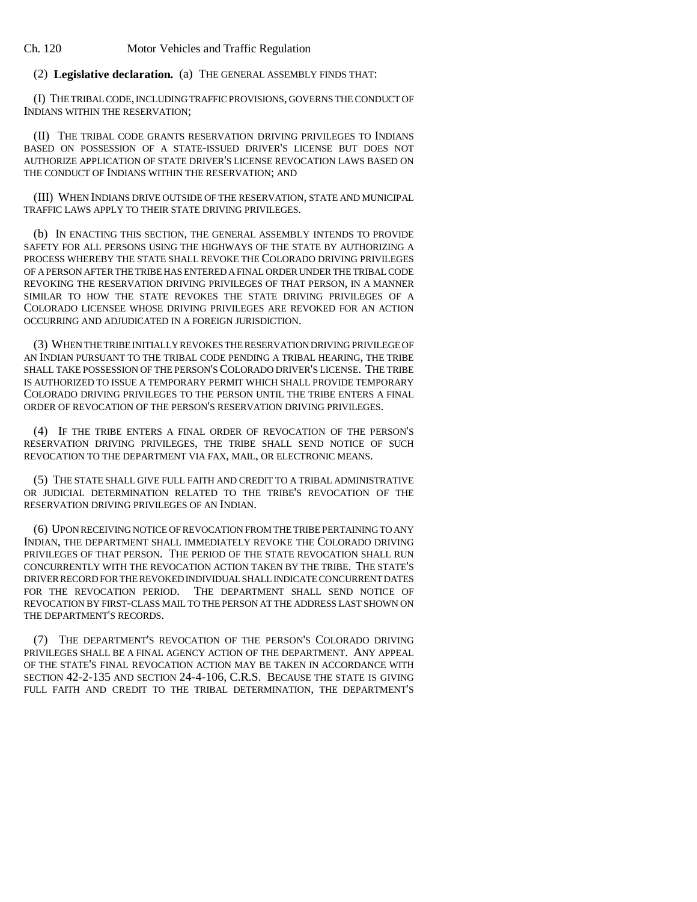(2) **Legislative declaration.** (a) THE GENERAL ASSEMBLY FINDS THAT:

(I) THE TRIBAL CODE, INCLUDING TRAFFIC PROVISIONS, GOVERNS THE CONDUCT OF INDIANS WITHIN THE RESERVATION;

(II) THE TRIBAL CODE GRANTS RESERVATION DRIVING PRIVILEGES TO INDIANS BASED ON POSSESSION OF A STATE-ISSUED DRIVER'S LICENSE BUT DOES NOT AUTHORIZE APPLICATION OF STATE DRIVER'S LICENSE REVOCATION LAWS BASED ON THE CONDUCT OF INDIANS WITHIN THE RESERVATION; AND

(III) WHEN INDIANS DRIVE OUTSIDE OF THE RESERVATION, STATE AND MUNICIPAL TRAFFIC LAWS APPLY TO THEIR STATE DRIVING PRIVILEGES.

(b) IN ENACTING THIS SECTION, THE GENERAL ASSEMBLY INTENDS TO PROVIDE SAFETY FOR ALL PERSONS USING THE HIGHWAYS OF THE STATE BY AUTHORIZING A PROCESS WHEREBY THE STATE SHALL REVOKE THE COLORADO DRIVING PRIVILEGES OF A PERSON AFTER THE TRIBE HAS ENTERED A FINAL ORDER UNDER THE TRIBAL CODE REVOKING THE RESERVATION DRIVING PRIVILEGES OF THAT PERSON, IN A MANNER SIMILAR TO HOW THE STATE REVOKES THE STATE DRIVING PRIVILEGES OF A COLORADO LICENSEE WHOSE DRIVING PRIVILEGES ARE REVOKED FOR AN ACTION OCCURRING AND ADJUDICATED IN A FOREIGN JURISDICTION.

(3) WHEN THE TRIBE INITIALLY REVOKES THE RESERVATION DRIVING PRIVILEGE OF AN INDIAN PURSUANT TO THE TRIBAL CODE PENDING A TRIBAL HEARING, THE TRIBE SHALL TAKE POSSESSION OF THE PERSON'S COLORADO DRIVER'S LICENSE. THE TRIBE IS AUTHORIZED TO ISSUE A TEMPORARY PERMIT WHICH SHALL PROVIDE TEMPORARY COLORADO DRIVING PRIVILEGES TO THE PERSON UNTIL THE TRIBE ENTERS A FINAL ORDER OF REVOCATION OF THE PERSON'S RESERVATION DRIVING PRIVILEGES.

(4) IF THE TRIBE ENTERS A FINAL ORDER OF REVOCATION OF THE PERSON'S RESERVATION DRIVING PRIVILEGES, THE TRIBE SHALL SEND NOTICE OF SUCH REVOCATION TO THE DEPARTMENT VIA FAX, MAIL, OR ELECTRONIC MEANS.

(5) THE STATE SHALL GIVE FULL FAITH AND CREDIT TO A TRIBAL ADMINISTRATIVE OR JUDICIAL DETERMINATION RELATED TO THE TRIBE'S REVOCATION OF THE RESERVATION DRIVING PRIVILEGES OF AN INDIAN.

(6) UPON RECEIVING NOTICE OF REVOCATION FROM THE TRIBE PERTAINING TO ANY INDIAN, THE DEPARTMENT SHALL IMMEDIATELY REVOKE THE COLORADO DRIVING PRIVILEGES OF THAT PERSON. THE PERIOD OF THE STATE REVOCATION SHALL RUN CONCURRENTLY WITH THE REVOCATION ACTION TAKEN BY THE TRIBE. THE STATE'S DRIVER RECORD FOR THE REVOKED INDIVIDUAL SHALL INDICATE CONCURRENT DATES FOR THE REVOCATION PERIOD. THE DEPARTMENT SHALL SEND NOTICE OF REVOCATION BY FIRST-CLASS MAIL TO THE PERSON AT THE ADDRESS LAST SHOWN ON THE DEPARTMENT'S RECORDS.

(7) THE DEPARTMENT'S REVOCATION OF THE PERSON'S COLORADO DRIVING PRIVILEGES SHALL BE A FINAL AGENCY ACTION OF THE DEPARTMENT. ANY APPEAL OF THE STATE'S FINAL REVOCATION ACTION MAY BE TAKEN IN ACCORDANCE WITH SECTION 42-2-135 AND SECTION 24-4-106, C.R.S. BECAUSE THE STATE IS GIVING FULL FAITH AND CREDIT TO THE TRIBAL DETERMINATION, THE DEPARTMENT'S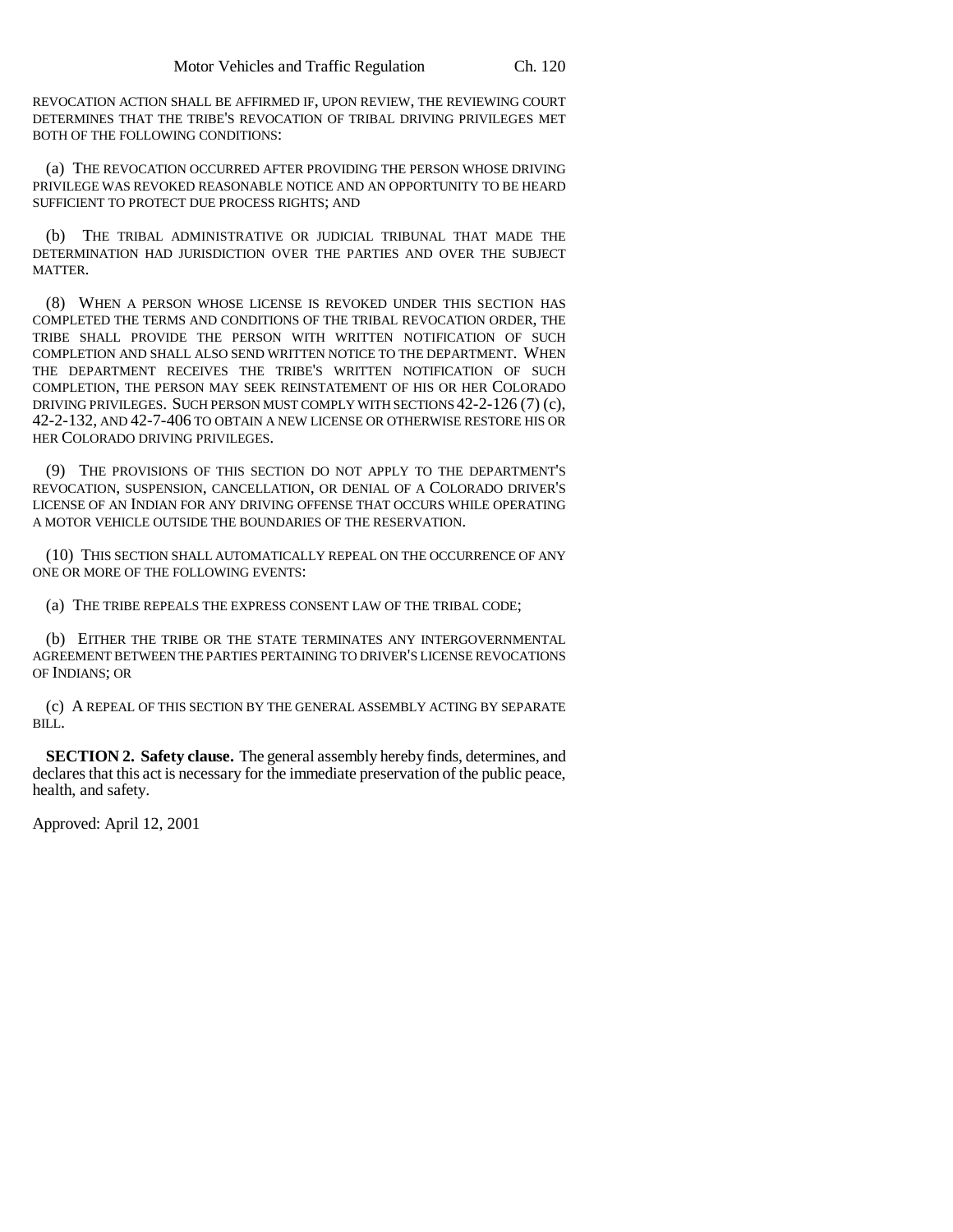REVOCATION ACTION SHALL BE AFFIRMED IF, UPON REVIEW, THE REVIEWING COURT DETERMINES THAT THE TRIBE'S REVOCATION OF TRIBAL DRIVING PRIVILEGES MET BOTH OF THE FOLLOWING CONDITIONS:

(a) THE REVOCATION OCCURRED AFTER PROVIDING THE PERSON WHOSE DRIVING PRIVILEGE WAS REVOKED REASONABLE NOTICE AND AN OPPORTUNITY TO BE HEARD SUFFICIENT TO PROTECT DUE PROCESS RIGHTS; AND

(b) THE TRIBAL ADMINISTRATIVE OR JUDICIAL TRIBUNAL THAT MADE THE DETERMINATION HAD JURISDICTION OVER THE PARTIES AND OVER THE SUBJECT MATTER.

(8) WHEN A PERSON WHOSE LICENSE IS REVOKED UNDER THIS SECTION HAS COMPLETED THE TERMS AND CONDITIONS OF THE TRIBAL REVOCATION ORDER, THE TRIBE SHALL PROVIDE THE PERSON WITH WRITTEN NOTIFICATION OF SUCH COMPLETION AND SHALL ALSO SEND WRITTEN NOTICE TO THE DEPARTMENT. WHEN THE DEPARTMENT RECEIVES THE TRIBE'S WRITTEN NOTIFICATION OF SUCH COMPLETION, THE PERSON MAY SEEK REINSTATEMENT OF HIS OR HER COLORADO DRIVING PRIVILEGES. SUCH PERSON MUST COMPLY WITH SECTIONS 42-2-126 (7) (c), 42-2-132, AND 42-7-406 TO OBTAIN A NEW LICENSE OR OTHERWISE RESTORE HIS OR HER COLORADO DRIVING PRIVILEGES.

(9) THE PROVISIONS OF THIS SECTION DO NOT APPLY TO THE DEPARTMENT'S REVOCATION, SUSPENSION, CANCELLATION, OR DENIAL OF A COLORADO DRIVER'S LICENSE OF AN INDIAN FOR ANY DRIVING OFFENSE THAT OCCURS WHILE OPERATING A MOTOR VEHICLE OUTSIDE THE BOUNDARIES OF THE RESERVATION.

(10) THIS SECTION SHALL AUTOMATICALLY REPEAL ON THE OCCURRENCE OF ANY ONE OR MORE OF THE FOLLOWING EVENTS:

(a) THE TRIBE REPEALS THE EXPRESS CONSENT LAW OF THE TRIBAL CODE;

(b) EITHER THE TRIBE OR THE STATE TERMINATES ANY INTERGOVERNMENTAL AGREEMENT BETWEEN THE PARTIES PERTAINING TO DRIVER'S LICENSE REVOCATIONS OF INDIANS; OR

(c) A REPEAL OF THIS SECTION BY THE GENERAL ASSEMBLY ACTING BY SEPARATE BILL.

**SECTION 2. Safety clause.** The general assembly hereby finds, determines, and declares that this act is necessary for the immediate preservation of the public peace, health, and safety.

Approved: April 12, 2001